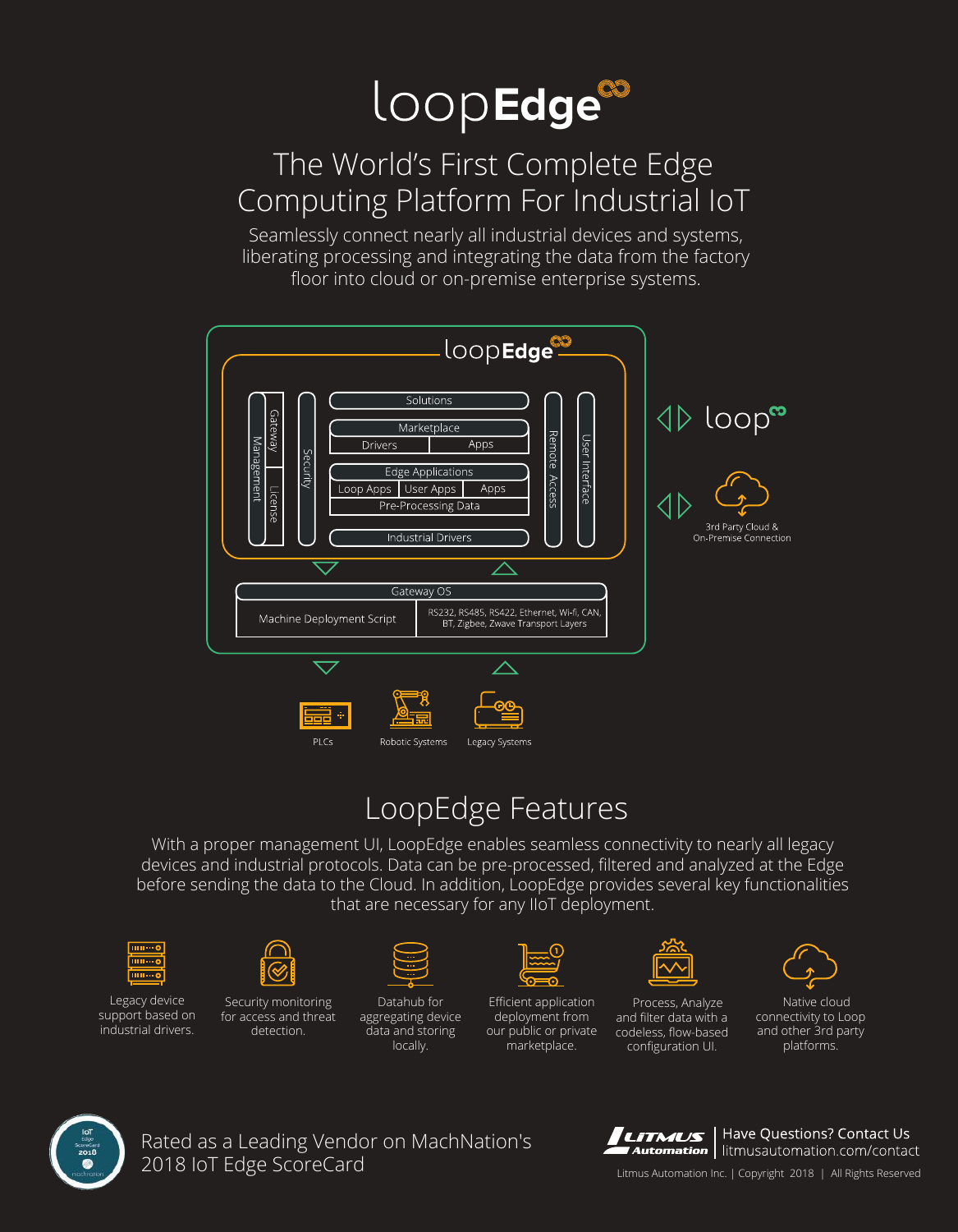# loopEdge

## The World's First Complete Edge Computing Platform For Industrial IoT

Seamlessly connect nearly all industrial devices and systems, liberating processing and integrating the data from the factory floor into cloud or on-premise enterprise systems.

loopEdge

- Gateway Management
- License
- Security
- Solutions
- Marketplace
  - Drivers
  - Apps
- Edge Applications
  - Loop Apps
  - User Apps
  - Apps
  - Pre-Processing Data
- Industrial Drivers
- Remote Access
- User Interface

loop

3rd Party Cloud & On-Premise Connection

- Gateway OS
  - Machine Deployment Script
  - RS232, RS485, RS422, Ethernet, Wi-fi, CAN, BT, Zigbee, Zwave Transport Layers

PLCs | Robotic Systems | Legacy Systems

## LoopEdge Features

With a proper management UI, LoopEdge enables seamless connectivity to nearly all legacy devices and industrial protocols. Data can be pre-processed, filtered and analyzed at the Edge before sending the data to the Cloud. In addition, LoopEdge provides several key functionalities that are necessary for any IIoT deployment.

- Legacy device support based on industrial drivers.
- Security monitoring for access and threat detection.
- Datahub for aggregating device data and storing locally.
- Efficient application deployment from our public or private marketplace.
- Process, Analyze and filter data with a codeless, flow-based configuration UI.
- Native cloud connectivity to Loop and other 3rd party platforms.

IoT Edge ScoreCard 2018 machnation

Rated as a Leading Vendor on MachNation's 2018 IoT Edge ScoreCard

LITMUS Automation

Have Questions? Contact Us
litmusautomation.com/contact

Litmus Automation Inc. | Copyright 2018 | All Rights Reserved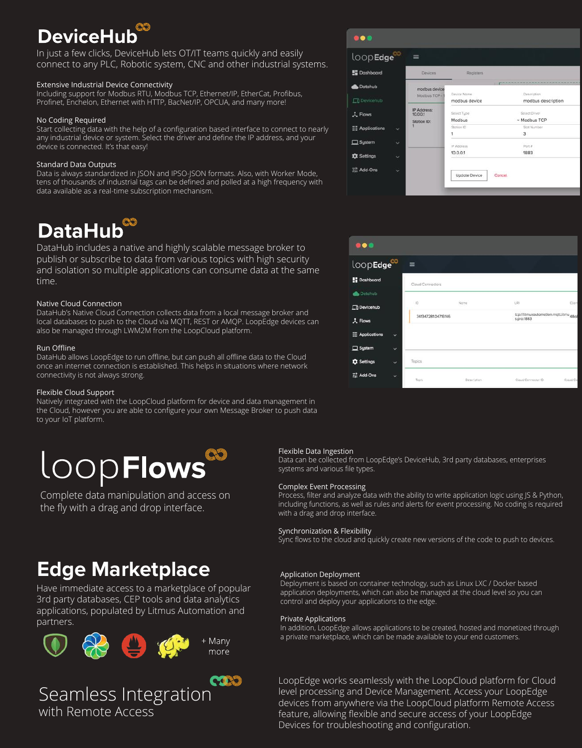# DeviceHub

In just a few clicks, DeviceHub lets OT/IT teams quickly and easily connect to any PLC, Robotic system, CNC and other industrial systems.

### Extensive Industrial Device Connectivity

Including support for Modbus RTU, Modbus TCP, Ethernet/IP, EtherCat, Profibus, Profinet, Enchelon, Ethernet with HTTP, BacNet/IP, OPCUA, and many more!

### No Coding Required

Start collecting data with the help of a configuration based interface to connect to nearly any industrial device or system. Select the driver and define the IP address, and your device is connected. It's that easy!

### Standard Data Outputs

Data is always standardized in JSON and IPSO-JSON formats. Also, with Worker Mode, tens of thousands of industrial tags can be defined and polled at a high frequency with data available as a real-time subscription mechanism.

# DataHub

DataHub includes a native and highly scalable message broker to publish or subscribe to data from various topics with high security and isolation so multiple applications can consume data at the same time.

### Native Cloud Connection

DataHub's Native Cloud Connection collects data from a local message broker and local databases to push to the Cloud via MQTT, REST or AMQP. LoopEdge devices can also be managed through LWM2M from the LoopCloud platform.

### Run Offline

DataHub allows LoopEdge to run offline, but can push all offline data to the Cloud once an internet connection is established. This helps in situations where network connectivity is not always strong.

### Flexible Cloud Support

Natively integrated with the LoopCloud platform for device and data management in the Cloud, however you are able to configure your own Message Broker to push data to your IoT platform.

# loopFlows

Complete data manipulation and access on the fly with a drag and drop interface.

### Flexible Data Ingestion

Data can be collected from LoopEdge's DeviceHub, 3rd party databases, enterprises systems and various file types.

### Complex Event Processing

Process, filter and analyze data with the ability to write application logic using JS & Python, including functions, as well as rules and alerts for event processing. No coding is required with a drag and drop interface.

### Synchronization & Flexibility

Sync flows to the cloud and quickly create new versions of the code to push to devices.

# Edge Marketplace

Have immediate access to a marketplace of popular 3rd party databases, CEP tools and data analytics applications, populated by Litmus Automation and partners.

+ Many more

### Application Deployment

Deployment is based on container technology, such as Linux LXC / Docker based application deployments, which can also be managed at the cloud level so you can control and deploy your applications to the edge.

### Private Applications

In addition, LoopEdge allows applications to be created, hosted and monetized through a private marketplace, which can be made available to your end customers.

# Seamless Integration with Remote Access

LoopEdge works seamlessly with the LoopCloud platform for Cloud level processing and Device Management. Access your LoopEdge devices from anywhere via the LoopCloud platform Remote Access feature, allowing flexible and secure access of your LoopEdge Devices for troubleshooting and configuration.